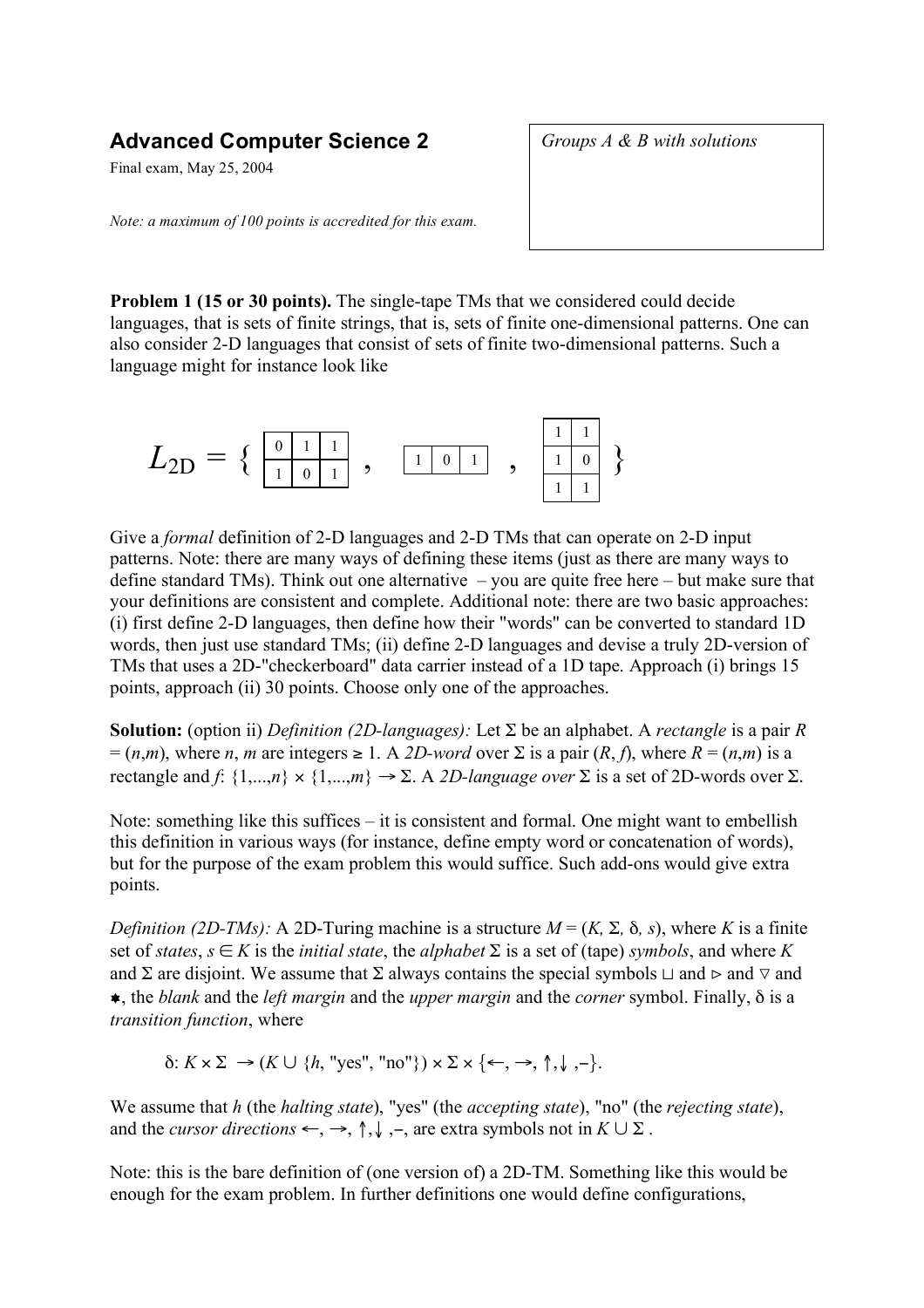# Advanced Computer Science 2

Final exam, May 25, 2004

*Note: a maximum of 100 points is accredited for this exam.*

*Groups A & B with solutions*

**Problem 1 (15 or 30 points).** The single-tape TMs that we considered could decide languages, that is sets of finite strings, that is, sets of finite one-dimensional patterns. One can also consider 2-D languages that consist of sets of finite two-dimensional patterns. Such a language might for instance look like

$$L_{2D} = \left\{ \begin{array}{|c|c|c|}\hline 0 & 1 & 1 \\ \hline 1 & 0 & 1 \\ \hline \end{array} \;,\quad \begin{array}{|c|c|c|}\hline 1 & 0 & 1 \\ \hline \end{array} \;,\quad \begin{array}{|c|c|}\hline 1 & 1 \\ \hline 1 & 0 \\ \hline 1 & 1 \\ \hline \end{array} \right\}$$

Give a *formal* definition of 2-D languages and 2-D TMs that can operate on 2-D input patterns. Note: there are many ways of defining these items (just as there are many ways to define standard TMs). Think out one alternative – you are quite free here – but make sure that your definitions are consistent and complete. Additional note: there are two basic approaches: (i) first define 2-D languages, then define how their "words" can be converted to standard 1D words, then just use standard TMs; (ii) define 2-D languages and devise a truly 2D-version of TMs that uses a 2D-"checkerboard" data carrier instead of a 1D tape. Approach (i) brings 15 points, approach (ii) 30 points. Choose only one of the approaches.

**Solution:** (option ii) *Definition (2D-languages):* Let $\Sigma$ be an alphabet. A *rectangle* is a pair $R = (n,m)$, where $n$, $m$ are integers $\geq 1$. A *2D-word* over $\Sigma$ is a pair $(R, f)$, where $R = (n,m)$ is a rectangle and $f$: $\{1,...,n\} \times \{1,...,m\} \to \Sigma$. A *2D-language over* $\Sigma$ is a set of 2D-words over $\Sigma$.

Note: something like this suffices – it is consistent and formal. One might want to embellish this definition in various ways (for instance, define empty word or concatenation of words), but for the purpose of the exam problem this would suffice. Such add-ons would give extra points.

*Definition (2D-TMs):* A 2D-Turing machine is a structure $M = (K, \Sigma, \delta, s)$, where $K$ is a finite set of *states*, $s \in K$ is the *initial state*, the *alphabet* $\Sigma$ is a set of (tape) *symbols*, and where $K$ and $\Sigma$ are disjoint. We assume that $\Sigma$ always contains the special symbols $\sqcup$ and $\triangleright$ and $\triangledown$ and ✱, the *blank* and the *left margin* and the *upper margin* and the *corner* symbol. Finally, $\delta$ is a *transition function*, where

$$\delta: K \times \Sigma \to (K \cup \{h, \text{"yes"}, \text{"no"}\}) \times \Sigma \times \{\leftarrow, \rightarrow, \uparrow, \downarrow, -\}.$$

We assume that $h$ (the *halting state*), "yes" (the *accepting state*), "no" (the *rejecting state*), and the *cursor directions* $\leftarrow, \rightarrow, \uparrow, \downarrow, -$, are extra symbols not in $K \cup \Sigma$ .

Note: this is the bare definition of (one version of) a 2D-TM. Something like this would be enough for the exam problem. In further definitions one would define configurations,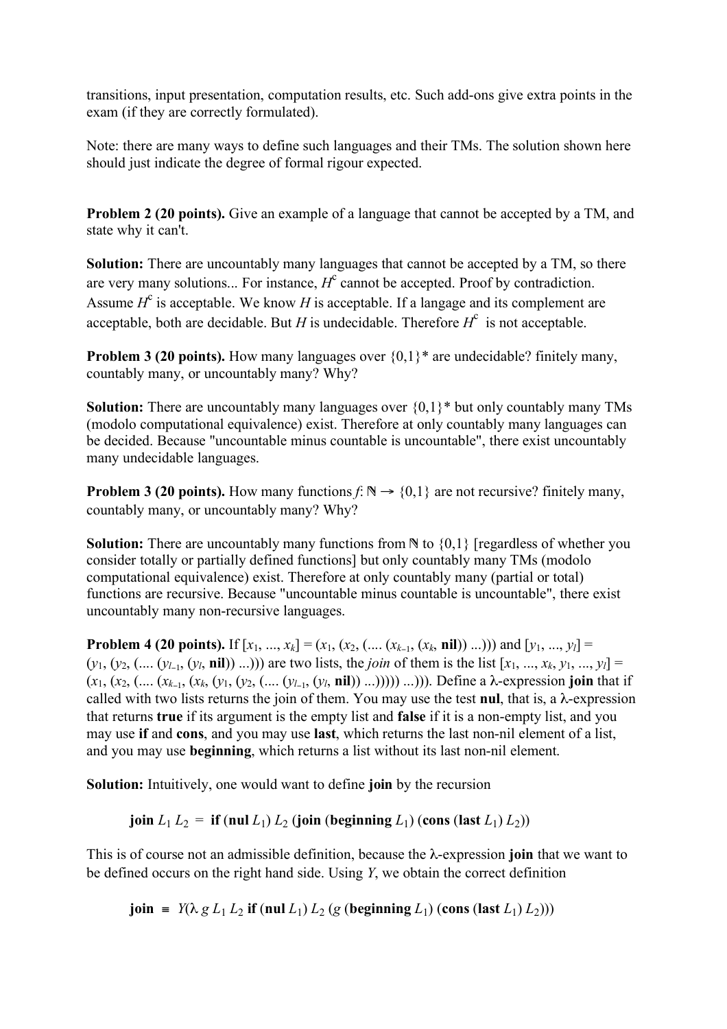transitions, input presentation, computation results, etc. Such add-ons give extra points in the exam (if they are correctly formulated).

Note: there are many ways to define such languages and their TMs. The solution shown here should just indicate the degree of formal rigour expected.

**Problem 2 (20 points).** Give an example of a language that cannot be accepted by a TM, and state why it can't.

**Solution:** There are uncountably many languages that cannot be accepted by a TM, so there are very many solutions... For instance, $H^c$ cannot be accepted. Proof by contradiction. Assume $H^c$ is acceptable. We know $H$ is acceptable. If a langage and its complement are acceptable, both are decidable. But $H$ is undecidable. Therefore $H^c$ is not acceptable.

**Problem 3 (20 points).** How many languages over {0,1}* are undecidable? finitely many, countably many, or uncountably many? Why?

**Solution:** There are uncountably many languages over {0,1}* but only countably many TMs (modolo computational equivalence) exist. Therefore at only countably many languages can be decided. Because "uncountable minus countable is uncountable", there exist uncountably many undecidable languages.

**Problem 3 (20 points).** How many functions $f: \mathbb{N} \rightarrow \{0,1\}$ are not recursive? finitely many, countably many, or uncountably many? Why?

**Solution:** There are uncountably many functions from $\mathbb{N}$ to {0,1} [regardless of whether you consider totally or partially defined functions] but only countably many TMs (modolo computational equivalence) exist. Therefore at only countably many (partial or total) functions are recursive. Because "uncountable minus countable is uncountable", there exist uncountably many non-recursive languages.

**Problem 4 (20 points).** If $[x_1, ..., x_k] = (x_1, (x_2, (.... (x_{k-1}, (x_k, \textbf{nil})) ...)))$ and $[y_1, ..., y_l] = (y_1, (y_2, (.... (y_{l-1}, (y_l, \textbf{nil})) ...)))$ are two lists, the *join* of them is the list $[x_1, ..., x_k, y_1, ..., y_l] = (x_1, (x_2, (.... (x_{k-1}, (x_k, (y_1, (y_2, (.... (y_{l-1}, (y_l, \textbf{nil})) ...))))) ...)))$. Define a λ-expression **join** that if called with two lists returns the join of them. You may use the test **nul**, that is, a λ-expression that returns **true** if its argument is the empty list and **false** if it is a non-empty list, and you may use **if** and **cons**, and you may use **last**, which returns the last non-nil element of a list, and you may use **beginning**, which returns a list without its last non-nil element.

**Solution:** Intuitively, one would want to define **join** by the recursion

$$\textbf{join}\ L_1\ L_2\ =\ \textbf{if}\ (\textbf{nul}\ L_1)\ L_2\ (\textbf{join}\ (\textbf{beginning}\ L_1)\ (\textbf{cons}\ (\textbf{last}\ L_1)\ L_2))$$

This is of course not an admissible definition, because the λ-expression **join** that we want to be defined occurs on the right hand side. Using $Y$, we obtain the correct definition

$$\textbf{join}\ \equiv\ Y(\lambda\ g\ L_1\ L_2\ \textbf{if}\ (\textbf{nul}\ L_1)\ L_2\ (g\ (\textbf{beginning}\ L_1)\ (\textbf{cons}\ (\textbf{last}\ L_1)\ L_2)))$$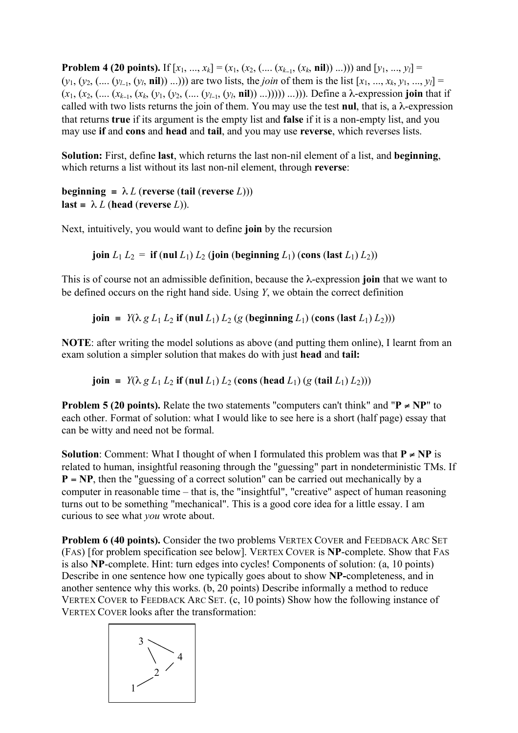**Problem 4 (20 points).** If $[x_1, ..., x_k] = (x_1, (x_2, (.... (x_{k-1}, (x_k, \mathbf{nil})) ...)))$ and $[y_1, ..., y_l] = (y_1, (y_2, (.... (y_{l-1}, (y_l, \mathbf{nil})) ...)))$ are two lists, the *join* of them is the list $[x_1, ..., x_k, y_1, ..., y_l] = (x_1, (x_2, (.... (x_{k-1}, (x_k, (y_1, (y_2, (.... (y_{l-1}, (y_l, \mathbf{nil})) ...))))) ...)))$. Define a λ-expression **join** that if called with two lists returns the join of them. You may use the test **nul**, that is, a λ-expression that returns **true** if its argument is the empty list and **false** if it is a non-empty list, and you may use **if** and **cons** and **head** and **tail**, and you may use **reverse**, which reverses lists.

**Solution:** First, define **last**, which returns the last non-nil element of a list, and **beginning**, which returns a list without its last non-nil element, through **reverse**:

$$\mathbf{beginning} \equiv \lambda L\ (\mathbf{reverse}\ (\mathbf{tail}\ (\mathbf{reverse}\ L)))$$
$$\mathbf{last} \equiv \lambda L\ (\mathbf{head}\ (\mathbf{reverse}\ L)).$$

Next, intuitively, you would want to define **join** by the recursion

$$\mathbf{join}\ L_1\ L_2 = \mathbf{if}\ (\mathbf{nul}\ L_1)\ L_2\ (\mathbf{join}\ (\mathbf{beginning}\ L_1)\ (\mathbf{cons}\ (\mathbf{last}\ L_1)\ L_2))$$

This is of course not an admissible definition, because the λ-expression **join** that we want to be defined occurs on the right hand side. Using $Y$, we obtain the correct definition

$$\mathbf{join} \equiv Y(\lambda\, g\, L_1\, L_2\ \mathbf{if}\ (\mathbf{nul}\ L_1)\ L_2\ (g\ (\mathbf{beginning}\ L_1)\ (\mathbf{cons}\ (\mathbf{last}\ L_1)\ L_2)))$$

**NOTE**: after writing the model solutions as above (and putting them online), I learnt from an exam solution a simpler solution that makes do with just **head** and **tail:**

$$\mathbf{join} \equiv Y(\lambda\, g\, L_1\, L_2\ \mathbf{if}\ (\mathbf{nul}\ L_1)\ L_2\ (\mathbf{cons}\ (\mathbf{head}\ L_1)\ (g\ (\mathbf{tail}\ L_1)\ L_2)))$$

**Problem 5 (20 points).** Relate the two statements "computers can't think" and "$\mathbf{P} \neq \mathbf{NP}$" to each other. Format of solution: what I would like to see here is a short (half page) essay that can be witty and need not be formal.

**Solution**: Comment: What I thought of when I formulated this problem was that $\mathbf{P} \neq \mathbf{NP}$ is related to human, insightful reasoning through the "guessing" part in nondeterministic TMs. If $\mathbf{P} = \mathbf{NP}$, then the "guessing of a correct solution" can be carried out mechanically by a computer in reasonable time – that is, the "insightful", "creative" aspect of human reasoning turns out to be something "mechanical". This is a good core idea for a little essay. I am curious to see what *you* wrote about.

**Problem 6 (40 points).** Consider the two problems VERTEX COVER and FEEDBACK ARC SET (FAS) [for problem specification see below]. VERTEX COVER is **NP**-complete. Show that FAS is also **NP**-complete. Hint: turn edges into cycles! Components of solution: (a, 10 points) Describe in one sentence how one typically goes about to show **NP-**completeness, and in another sentence why this works. (b, 20 points) Describe informally a method to reduce VERTEX COVER to FEEDBACK ARC SET. (c, 10 points) Show how the following instance of VERTEX COVER looks after the transformation: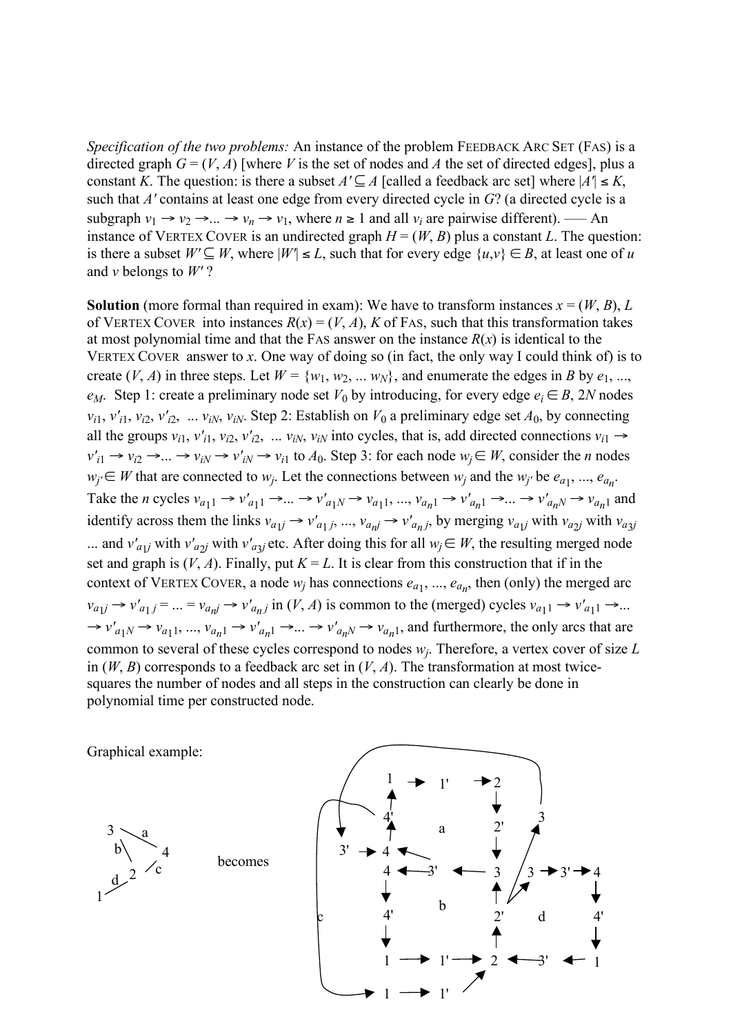*Specification of the two problems:* An instance of the problem FEEDBACK ARC SET (FAS) is a directed graph $G = (V, A)$ [where $V$ is the set of nodes and $A$ the set of directed edges], plus a constant $K$. The question: is there a subset $A' \subseteq A$ [called a feedback arc set] where $|A'| \leq K$, such that $A'$ contains at least one edge from every directed cycle in $G$? (a directed cycle is a subgraph $v_1 \rightarrow v_2 \rightarrow ... \rightarrow v_n \rightarrow v_1$, where $n \geq 1$ and all $v_i$ are pairwise different). —— An instance of VERTEX COVER is an undirected graph $H = (W, B)$ plus a constant $L$. The question: is there a subset $W' \subseteq W$, where $|W'| \leq L$, such that for every edge $\{u,v\} \in B$, at least one of $u$ and $v$ belongs to $W'$ ?

**Solution** (more formal than required in exam): We have to transform instances $x = (W, B)$, $L$ of VERTEX COVER into instances $R(x) = (V, A)$, $K$ of FAS, such that this transformation takes at most polynomial time and that the FAS answer on the instance $R(x)$ is identical to the VERTEX COVER answer to $x$. One way of doing so (in fact, the only way I could think of) is to create $(V, A)$ in three steps. Let $W = \{w_1, w_2, ... w_N\}$, and enumerate the edges in $B$ by $e_1, ..., e_M$. Step 1: create a preliminary node set $V_0$ by introducing, for every edge $e_i \in B$, $2N$ nodes $v_{i1}, v'_{i1}, v_{i2}, v'_{i2}, ... v_{iN}, v_{iN}$. Step 2: Establish on $V_0$ a preliminary edge set $A_0$, by connecting all the groups $v_{i1}, v'_{i1}, v_{i2}, v'_{i2}, ... v_{iN}, v_{iN}$ into cycles, that is, add directed connections $v_{i1} \rightarrow v'_{i1} \rightarrow v_{i2} \rightarrow ... \rightarrow v_{iN} \rightarrow v'_{iN} \rightarrow v_{i1}$ to $A_0$. Step 3: for each node $w_j \in W$, consider the $n$ nodes $w_{j'} \in W$ that are connected to $w_j$. Let the connections between $w_j$ and the $w_{j'}$ be $e_{a_1}, ..., e_{a_n}$. Take the $n$ cycles $v_{a_1 1} \rightarrow v'_{a_1 1} \rightarrow ... \rightarrow v'_{a_1 N} \rightarrow v_{a_1 1}, ..., v_{a_n 1} \rightarrow v'_{a_n 1} \rightarrow ... \rightarrow v'_{a_n N} \rightarrow v_{a_n 1}$ and identify across them the links $v_{a_1 j} \rightarrow v'_{a_1 j}, ..., v_{a_n j} \rightarrow v'_{a_n j}$, by merging $v_{a_1 j}$ with $v_{a_2 j}$ with $v_{a_3 j}$ ... and $v'_{a_1 j}$ with $v'_{a_2 j}$ with $v'_{a_3 j}$ etc. After doing this for all $w_j \in W$, the resulting merged node set and graph is $(V, A)$. Finally, put $K = L$. It is clear from this construction that if in the context of VERTEX COVER, a node $w_j$ has connections $e_{a_1}, ..., e_{a_n}$, then (only) the merged arc $v_{a_1 j} \rightarrow v'_{a_1 j} = ... = v_{a_n j} \rightarrow v'_{a_n j}$ in $(V, A)$ is common to the (merged) cycles $v_{a_1 1} \rightarrow v'_{a_1 1} \rightarrow ... \rightarrow v'_{a_1 N} \rightarrow v_{a_1 1}, ..., v_{a_n 1} \rightarrow v'_{a_n 1} \rightarrow ... \rightarrow v'_{a_n N} \rightarrow v_{a_n 1}$, and furthermore, the only arcs that are common to several of these cycles correspond to nodes $w_j$. Therefore, a vertex cover of size $L$ in $(W, B)$ corresponds to a feedback arc set in $(V, A)$. The transformation at most twice-squares the number of nodes and all steps in the construction can clearly be done in polynomial time per constructed node.

Graphical example:

becomes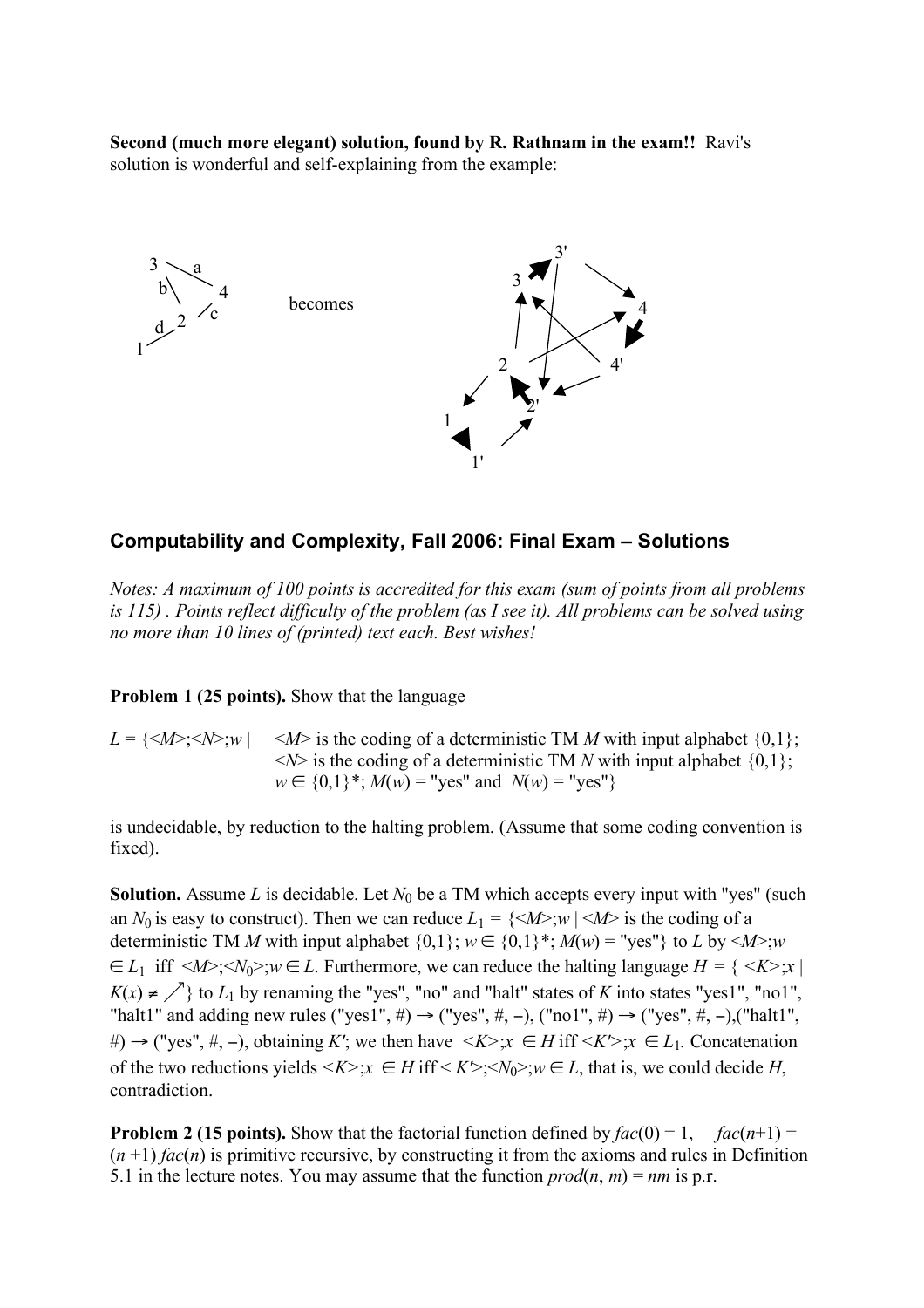**Second (much more elegant) solution, found by R. Rathnam in the exam!!** Ravi's solution is wonderful and self-explaining from the example:

## Computability and Complexity, Fall 2006: Final Exam – Solutions

*Notes: A maximum of 100 points is accredited for this exam (sum of points from all problems is 115) . Points reflect difficulty of the problem (as I see it). All problems can be solved using no more than 10 lines of (printed) text each. Best wishes!*

**Problem 1 (25 points).** Show that the language

$L$ = {<*M*>;<*N*>;*w* | <*M*> is the coding of a deterministic TM *M* with input alphabet {0,1}; <*N*> is the coding of a deterministic TM *N* with input alphabet {0,1}; $w \in \{0,1\}^*$; *M*(*w*) = "yes" and *N*(*w*) = "yes"}

is undecidable, by reduction to the halting problem. (Assume that some coding convention is fixed).

**Solution.** Assume *L* is decidable. Let $N_0$ be a TM which accepts every input with "yes" (such an $N_0$ is easy to construct). Then we can reduce $L_1$ = {<*M*>;*w* | <*M*> is the coding of a deterministic TM *M* with input alphabet {0,1}; $w \in \{0,1\}^*$; *M*(*w*) = "yes"} to *L* by <*M*>;*w* $\in L_1$ iff <*M*>;<$N_0$>;*w* $\in L$. Furthermore, we can reduce the halting language *H* = { <*K*>;*x* | $K(x) \neq \nearrow$} to $L_1$ by renaming the "yes", "no" and "halt" states of *K* into states "yes1", "no1", "halt1" and adding new rules ("yes1", #) $\to$ ("yes", #, $-$), ("no1", #) $\to$ ("yes", #, $-$),("halt1", #) $\to$ ("yes", #, $-$), obtaining *K'*; we then have <*K*>;*x* $\in H$ iff <*K'*>;*x* $\in L_1$. Concatenation of the two reductions yields <*K*>;*x* $\in H$ iff < *K'*>;<$N_0$>;*w* $\in L$, that is, we could decide *H*, contradiction.

**Problem 2 (15 points).** Show that the factorial function defined by *fac*(0) = 1, *fac*(*n*+1) = (*n* +1) *fac*(*n*) is primitive recursive, by constructing it from the axioms and rules in Definition 5.1 in the lecture notes. You may assume that the function *prod*(*n*, *m*) = *nm* is p.r.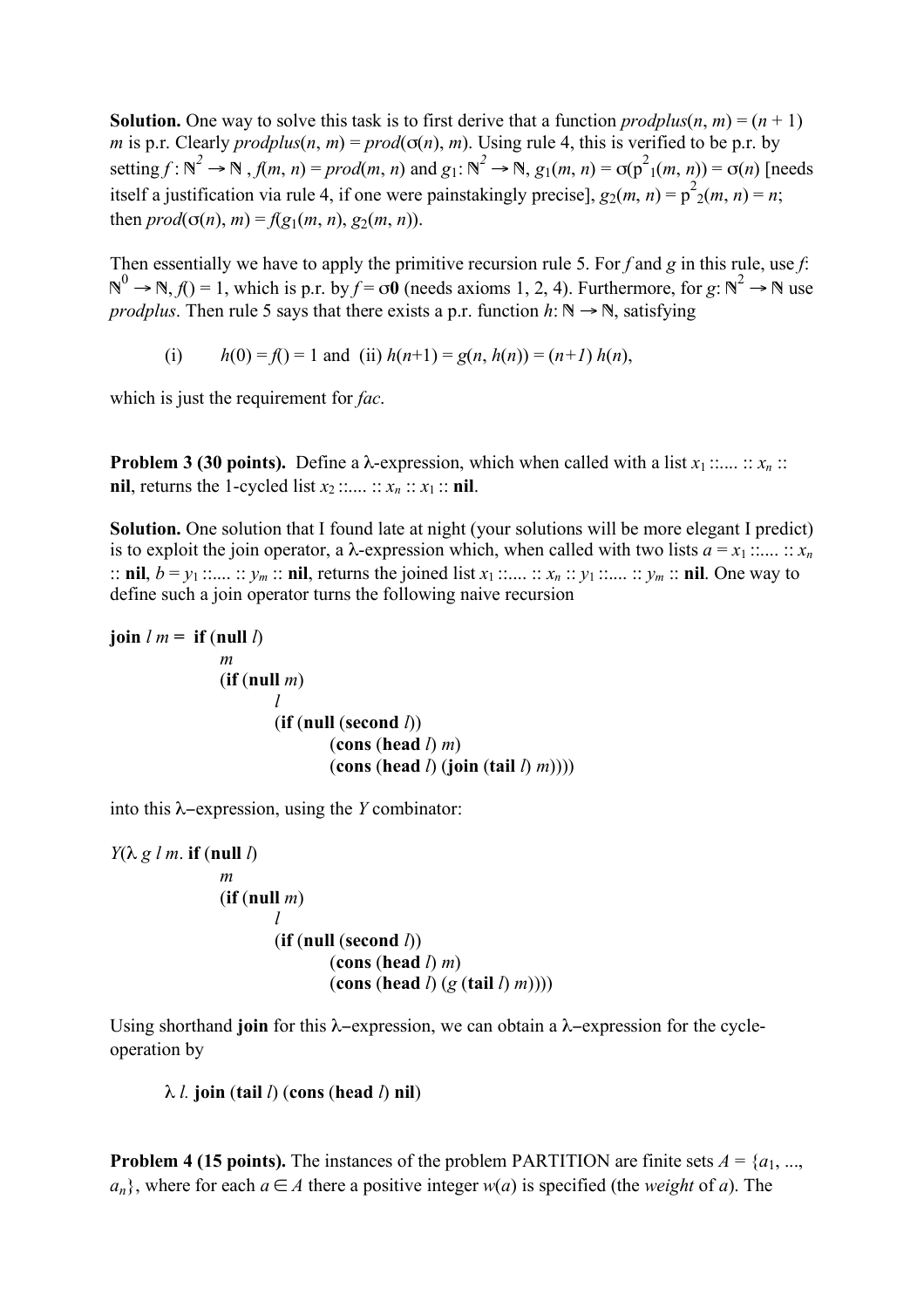**Solution.** One way to solve this task is to first derive that a function $prodplus(n, m) = (n + 1) m$ is p.r. Clearly $prodplus(n, m) = prod(\sigma(n), m)$. Using rule 4, this is verified to be p.r. by setting $f : \mathbb{N}^2 \to \mathbb{N}$, $f(m, n) = prod(m, n)$ and $g_1: \mathbb{N}^2 \to \mathbb{N}$, $g_1(m, n) = \sigma(p^2_1(m, n)) = \sigma(n)$ [needs itself a justification via rule 4, if one were painstakingly precise], $g_2(m, n) = p^2_2(m, n) = n$; then $prod(\sigma(n), m) = f(g_1(m, n), g_2(m, n))$.

Then essentially we have to apply the primitive recursion rule 5. For $f$ and $g$ in this rule, use $f$: $\mathbb{N}^0 \to \mathbb{N}$, $f() = 1$, which is p.r. by $f = \sigma\mathbf{0}$ (needs axioms 1, 2, 4). Furthermore, for $g$: $\mathbb{N}^2 \to \mathbb{N}$ use *prodplus*. Then rule 5 says that there exists a p.r. function $h$: $\mathbb{N} \to \mathbb{N}$, satisfying

(i) $h(0) = f() = 1$ and (ii) $h(n+1) = g(n, h(n)) = (n+1)\, h(n)$,

which is just the requirement for *fac*.

**Problem 3 (30 points).** Define a $\lambda$-expression, which when called with a list $x_1$ ::.... :: $x_n$ :: **nil**, returns the 1-cycled list $x_2$ ::.... :: $x_n$ :: $x_1$ :: **nil**.

**Solution.** One solution that I found late at night (your solutions will be more elegant I predict) is to exploit the join operator, a $\lambda$-expression, which, when called with two lists $a = x_1$ ::.... :: $x_n$ :: **nil**, $b = y_1$ ::.... :: $y_m$ :: **nil**, returns the joined list $x_1$ ::.... :: $x_n$ :: $y_1$ ::.... :: $y_m$ :: **nil**. One way to define such a join operator turns the following naive recursion

```
join l m =  if (null l)
                m
                (if (null m)
                    l
                    (if (null (second l))
                        (cons (head l) m)
                        (cons (head l) (join (tail l) m))))
```

into this $\lambda$–expression, using the $Y$ combinator:

```
Y(λ g l m. if (null l)
                m
                (if (null m)
                    l
                    (if (null (second l))
                        (cons (head l) m)
                        (cons (head l) (g (tail l) m))))
```

Using shorthand **join** for this $\lambda$–expression, we can obtain a $\lambda$–expression for the cycle-operation by

$\lambda$ *l*. **join** (**tail** *l*) (**cons** (**head** *l*) **nil**)

**Problem 4 (15 points).** The instances of the problem PARTITION are finite sets $A = \{a_1, ..., a_n\}$, where for each $a \in A$ there a positive integer $w(a)$ is specified (the *weight* of $a$). The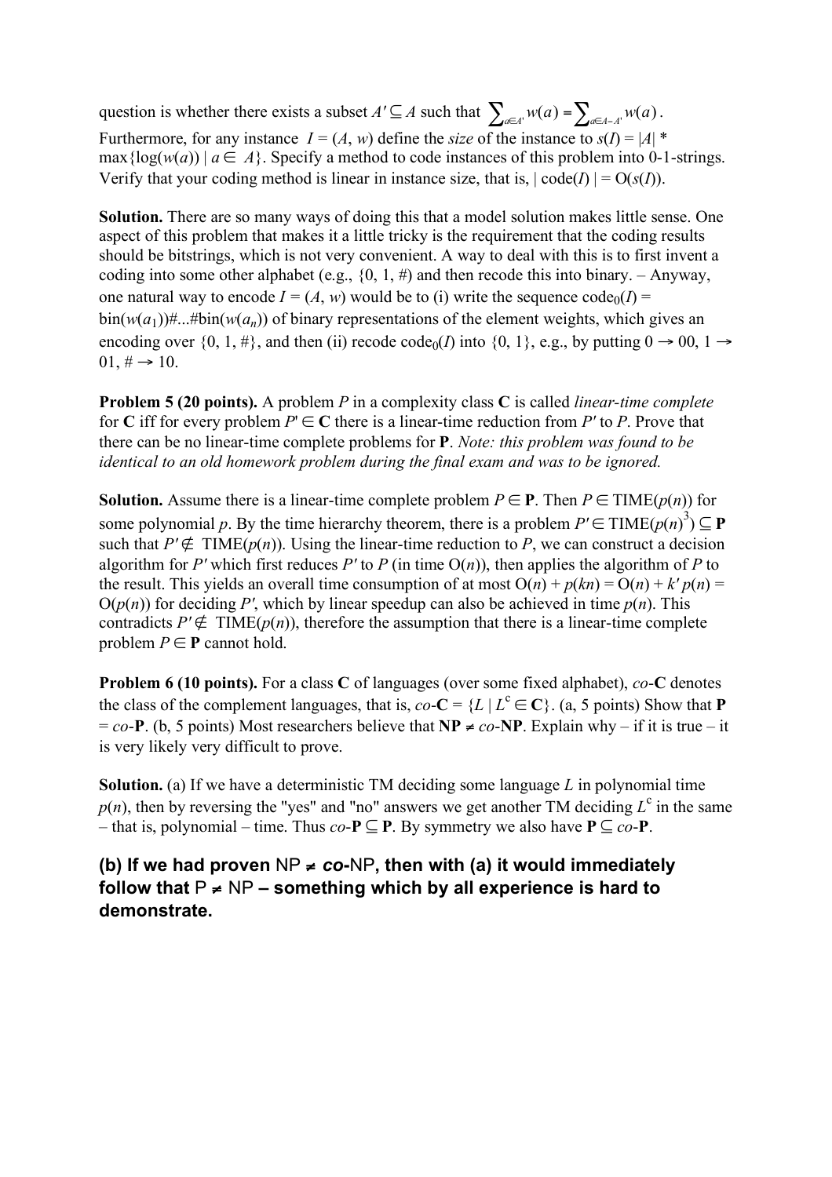question is whether there exists a subset $A' \subseteq A$ such that $\sum_{a \in A'} w(a) = \sum_{a \in A - A'} w(a)$. Furthermore, for any instance $I = (A, w)$ define the *size* of the instance to $s(I) = |A| * \max\{\log(w(a)) \mid a \in A\}$. Specify a method to code instances of this problem into 0-1-strings. Verify that your coding method is linear in instance size, that is, $|\text{code}(I)| = O(s(I))$.

**Solution.** There are so many ways of doing this that a model solution makes little sense. One aspect of this problem that makes it a little tricky is the requirement that the coding results should be bitstrings, which is not very convenient. A way to deal with this is to first invent a coding into some other alphabet (e.g., {0, 1, #) and then recode this into binary. – Anyway, one natural way to encode $I = (A, w)$ would be to (i) write the sequence $\text{code}_0(I) = \text{bin}(w(a_1))\#...\#\text{bin}(w(a_n))$ of binary representations of the element weights, which gives an encoding over {0, 1, #}, and then (ii) recode $\text{code}_0(I)$ into {0, 1}, e.g., by putting $0 \rightarrow 00$, $1 \rightarrow 01$, $\# \rightarrow 10$.

**Problem 5 (20 points).** A problem $P$ in a complexity class **C** is called *linear-time complete* for **C** iff for every problem $P' \in$ **C** there is a linear-time reduction from $P'$ to $P$. Prove that there can be no linear-time complete problems for **P**. *Note: this problem was found to be identical to an old homework problem during the final exam and was to be ignored.*

**Solution.** Assume there is a linear-time complete problem $P \in$ **P**. Then $P \in \text{TIME}(p(n))$ for some polynomial $p$. By the time hierarchy theorem, there is a problem $P' \in \text{TIME}(p(n)^3) \subseteq$ **P** such that $P' \notin \text{TIME}(p(n))$. Using the linear-time reduction to $P$, we can construct a decision algorithm for $P'$ which first reduces $P'$ to $P$ (in time $O(n)$), then applies the algorithm of $P$ to the result. This yields an overall time consumption of at most $O(n) + p(kn) = O(n) + k'p(n) = O(p(n))$ for deciding $P'$, which by linear speedup can also be achieved in time $p(n)$. This contradicts $P' \notin \text{TIME}(p(n))$, therefore the assumption that there is a linear-time complete problem $P \in$ **P** cannot hold.

**Problem 6 (10 points).** For a class **C** of languages (over some fixed alphabet), *co*-**C** denotes the class of the complement languages, that is, *co*-**C** $= \{L \mid L^c \in$ **C**$\}$. (a, 5 points) Show that **P** = *co*-**P**. (b, 5 points) Most researchers believe that **NP** $\neq$ *co*-**NP**. Explain why – if it is true – it is very likely very difficult to prove.

**Solution.** (a) If we have a deterministic TM deciding some language $L$ in polynomial time $p(n)$, then by reversing the "yes" and "no" answers we get another TM deciding $L^c$ in the same – that is, polynomial – time. Thus *co*-**P** $\subseteq$ **P**. By symmetry we also have **P** $\subseteq$ *co*-**P**.

**(b) If we had proven NP $\neq$ *co*-NP, then with (a) it would immediately follow that P $\neq$ NP – something which by all experience is hard to demonstrate.**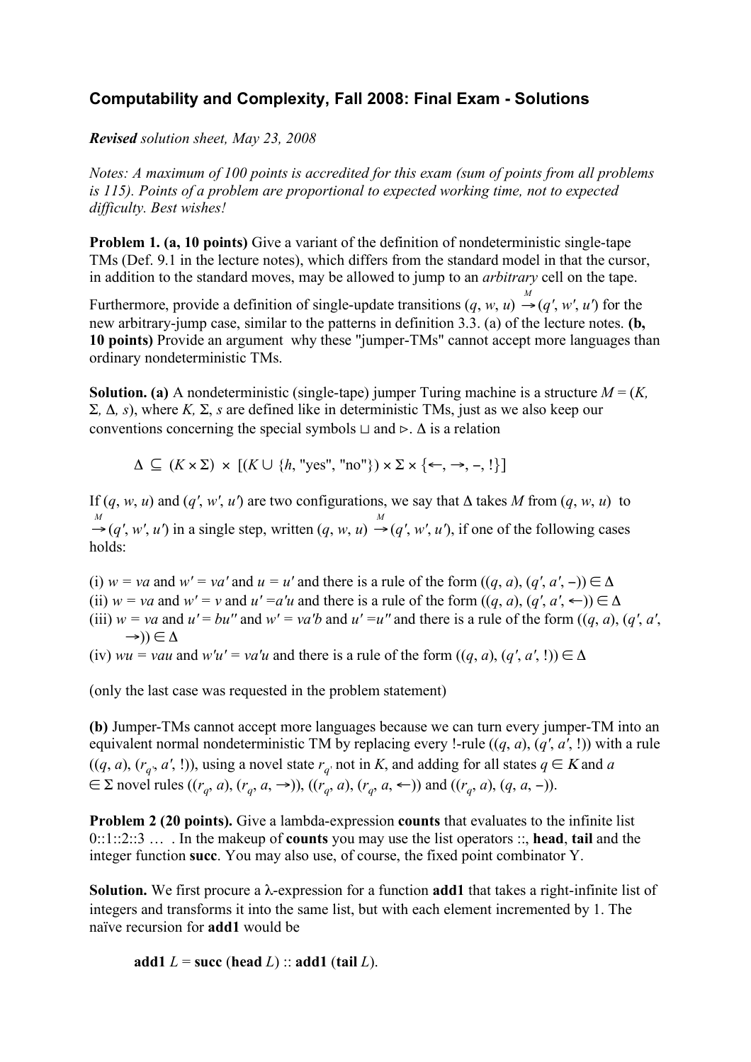**Computability and Complexity, Fall 2008: Final Exam - Solutions**

***Revised** solution sheet, May 23, 2008*

*Notes: A maximum of 100 points is accredited for this exam (sum of points from all problems is 115). Points of a problem are proportional to expected working time, not to expected difficulty. Best wishes!*

**Problem 1. (a, 10 points)** Give a variant of the definition of nondeterministic single-tape TMs (Def. 9.1 in the lecture notes), which differs from the standard model in that the cursor, in addition to the standard moves, may be allowed to jump to an *arbitrary* cell on the tape.

Furthermore, provide a definition of single-update transitions $(q, w, u) \xrightarrow{M} (q', w', u')$ for the new arbitrary-jump case, similar to the patterns in definition 3.3. (a) of the lecture notes. **(b, 10 points)** Provide an argument why these "jumper-TMs" cannot accept more languages than ordinary nondeterministic TMs.

**Solution. (a)** A nondeterministic (single-tape) jumper Turing machine is a structure $M = (K, \Sigma, \Delta, s)$, where $K, \Sigma, s$ are defined like in deterministic TMs, just as we also keep our conventions concerning the special symbols $\sqcup$ and $\triangleright$. $\Delta$ is a relation

$$\Delta \subseteq (K \times \Sigma) \times [(K \cup \{h, \text{"yes"}, \text{"no"}\}) \times \Sigma \times \{\leftarrow, \rightarrow, -, !\}]$$

If $(q, w, u)$ and $(q', w', u')$ are two configurations, we say that $\Delta$ takes $M$ from $(q, w, u)$ to $\xrightarrow{M} (q', w', u')$ in a single step, written $(q, w, u) \xrightarrow{M} (q', w', u')$, if one of the following cases holds:

(i) $w = va$ and $w' = va'$ and $u = u'$ and there is a rule of the form $((q, a), (q', a', -)) \in \Delta$
(ii) $w = va$ and $w' = v$ and $u' = a'u$ and there is a rule of the form $((q, a), (q', a', \leftarrow)) \in \Delta$
(iii) $w = va$ and $u' = bu''$ and $w' = va'b$ and $u' = u''$ and there is a rule of the form $((q, a), (q', a', \rightarrow)) \in \Delta$
(iv) $wu = vau$ and $w'u' = va'u$ and there is a rule of the form $((q, a), (q', a', !)) \in \Delta$

(only the last case was requested in the problem statement)

**(b)** Jumper-TMs cannot accept more languages because we can turn every jumper-TM into an equivalent normal nondeterministic TM by replacing every !-rule $((q, a), (q', a', !))$ with a rule $((q, a), (r_{q'}, a', !))$, using a novel state $r_{q'}$ not in $K$, and adding for all states $q \in K$ and $a \in \Sigma$ novel rules $((r_q, a), (r_q, a, \rightarrow))$, $((r_q, a), (r_q, a, \leftarrow))$ and $((r_q, a), (q, a, -))$.

**Problem 2 (20 points).** Give a lambda-expression **counts** that evaluates to the infinite list 0::1::2::3 … . In the makeup of **counts** you may use the list operators ::, **head**, **tail** and the integer function **succ**. You may also use, of course, the fixed point combinator Y.

**Solution.** We first procure a $\lambda$-expression for a function **add1** that takes a right-infinite list of integers and transforms it into the same list, but with each element incremented by 1. The naïve recursion for **add1** would be

**add1** $L$ = **succ** (**head** $L$) :: **add1** (**tail** $L$).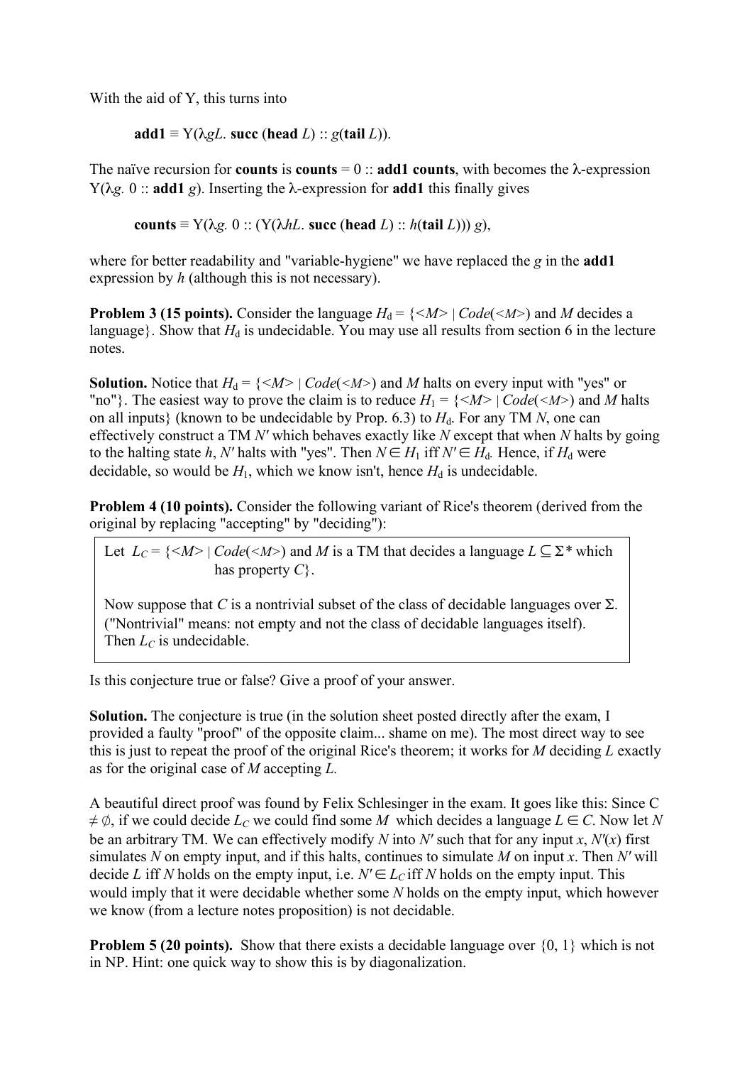With the aid of Y, this turns into

$$\textbf{add1} \equiv \mathrm{Y}(\lambda gL.\ \textbf{succ}\ (\textbf{head}\ L) :: g(\textbf{tail}\ L)).$$

The naïve recursion for **counts** is **counts** = 0 :: **add1 counts**, with becomes the λ-expression Y(λ*g*. 0 :: **add1** *g*). Inserting the λ-expression for **add1** this finally gives

$$\textbf{counts} \equiv \mathrm{Y}(\lambda g.\ 0 :: (\mathrm{Y}(\lambda hL.\ \textbf{succ}\ (\textbf{head}\ L) :: h(\textbf{tail}\ L)))\ g),$$

where for better readability and "variable-hygiene" we have replaced the *g* in the **add1** expression by *h* (although this is not necessary).

**Problem 3 (15 points).** Consider the language $H_d$ = {<*M*> | *Code*(<*M*>) and *M* decides a language}. Show that $H_d$ is undecidable. You may use all results from section 6 in the lecture notes.

**Solution.** Notice that $H_d$ = {<*M*> | *Code*(<*M*>) and *M* halts on every input with "yes" or "no"}. The easiest way to prove the claim is to reduce $H_1$ = {<*M*> | *Code*(<*M*>) and *M* halts on all inputs} (known to be undecidable by Prop. 6.3) to $H_d$. For any TM *N*, one can effectively construct a TM *N'* which behaves exactly like *N* except that when *N* halts by going to the halting state *h*, *N'* halts with "yes". Then $N \in H_1$ iff $N' \in H_d$. Hence, if $H_d$ were decidable, so would be $H_1$, which we know isn't, hence $H_d$ is undecidable.

**Problem 4 (10 points).** Consider the following variant of Rice's theorem (derived from the original by replacing "accepting" by "deciding"):

> Let $L_C$ = {<*M*> | *Code*(<*M*>) and *M* is a TM that decides a language $L \subseteq \Sigma^*$ which has property *C*}.
>
> Now suppose that *C* is a nontrivial subset of the class of decidable languages over Σ. ("Nontrivial" means: not empty and not the class of decidable languages itself). Then $L_C$ is undecidable.

Is this conjecture true or false? Give a proof of your answer.

**Solution.** The conjecture is true (in the solution sheet posted directly after the exam, I provided a faulty "proof" of the opposite claim... shame on me). The most direct way to see this is just to repeat the proof of the original Rice's theorem; it works for *M* deciding *L* exactly as for the original case of *M* accepting *L*.

A beautiful direct proof was found by Felix Schlesinger in the exam. It goes like this: Since C ≠ ∅, if we could decide $L_C$ we could find some *M* which decides a language $L \in C$. Now let *N* be an arbitrary TM. We can effectively modify *N* into *N'* such that for any input *x*, *N'*(*x*) first simulates *N* on empty input, and if this halts, continues to simulate *M* on input *x*. Then *N'* will decide *L* iff *N* holds on the empty input, i.e. $N' \in L_C$ iff *N* holds on the empty input. This would imply that it were decidable whether some *N* holds on the empty input, which however we know (from a lecture notes proposition) is not decidable.

**Problem 5 (20 points).** Show that there exists a decidable language over {0, 1} which is not in NP. Hint: one quick way to show this is by diagonalization.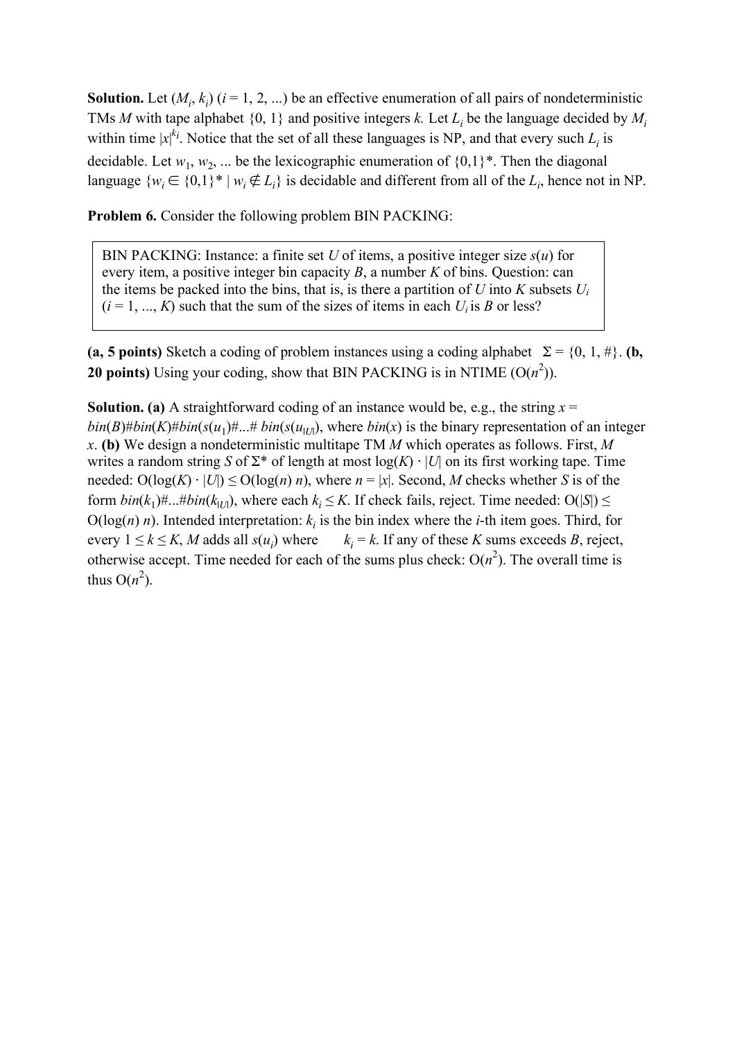**Solution.** Let $(M_i, k_i)$ ($i = 1, 2, ...$) be an effective enumeration of all pairs of nondeterministic TMs $M$ with tape alphabet $\{0, 1\}$ and positive integers $k$. Let $L_i$ be the language decided by $M_i$ within time $|x|^{k_i}$. Notice that the set of all these languages is NP, and that every such $L_i$ is decidable. Let $w_1, w_2, ...$ be the lexicographic enumeration of $\{0,1\}^*$. Then the diagonal language $\{w_i \in \{0,1\}^* \mid w_i \notin L_i\}$ is decidable and different from all of the $L_i$, hence not in NP.

**Problem 6.** Consider the following problem BIN PACKING:

> BIN PACKING: Instance: a finite set $U$ of items, a positive integer size $s(u)$ for every item, a positive integer bin capacity $B$, a number $K$ of bins. Question: can the items be packed into the bins, that is, is there a partition of $U$ into $K$ subsets $U_i$ ($i = 1, ..., K$) such that the sum of the sizes of items in each $U_i$ is $B$ or less?

**(a, 5 points)** Sketch a coding of problem instances using a coding alphabet $\Sigma = \{0, 1, \#\}$. **(b, 20 points)** Using your coding, show that BIN PACKING is in NTIME $(O(n^2))$.

**Solution. (a)** A straightforward coding of an instance would be, e.g., the string $x = bin(B)\#bin(K)\#bin(s(u_1)\#...\# \; bin(s(u_{|U|})$, where $bin(x)$ is the binary representation of an integer $x$. **(b)** We design a nondeterministic multitape TM $M$ which operates as follows. First, $M$ writes a random string $S$ of $\Sigma^*$ of length at most $\log(K) \cdot |U|$ on its first working tape. Time needed: $O(\log(K) \cdot |U|) \leq O(\log(n)\; n)$, where $n = |x|$. Second, $M$ checks whether $S$ is of the form $bin(k_1)\#...\#bin(k_{|U|})$, where each $k_i \leq K$. If check fails, reject. Time needed: $O(|S|) \leq O(\log(n)\; n)$. Intended interpretation: $k_i$ is the bin index where the $i$-th item goes. Third, for every $1 \leq k \leq K$, $M$ adds all $s(u_i)$ where $k_i = k$. If any of these $K$ sums exceeds $B$, reject, otherwise accept. Time needed for each of the sums plus check: $O(n^2)$. The overall time is thus $O(n^2)$.